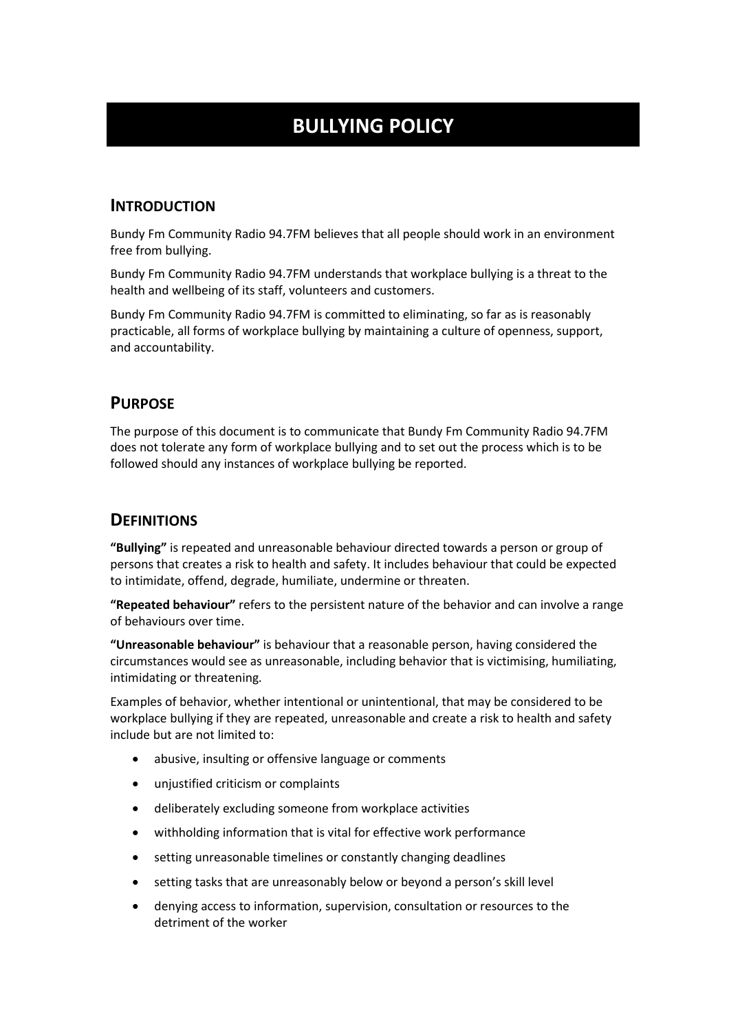# BULLYING POLICY

## INTRODUCTION

Bundy Fm Community Radio 94.7FM believes that all people should work in an environment free from bullying.

Bundy Fm Community Radio 94.7FM understands that workplace bullying is a threat to the health and wellbeing of its staff, volunteers and customers.

Bundy Fm Community Radio 94.7FM is committed to eliminating, so far as is reasonably practicable, all forms of workplace bullying by maintaining a culture of openness, support, and accountability.

## PURPOSE

The purpose of this document is to communicate that Bundy Fm Community Radio 94.7FM does not tolerate any form of workplace bullying and to set out the process which is to be followed should any instances of workplace bullying be reported.

## DEFINITIONS

**"Bullying"** is repeated and unreasonable behaviour directed towards a person or group of persons that creates a risk to health and safety. It includes behaviour that could be expected to intimidate, offend, degrade, humiliate, undermine or threaten.

**"Repeated behaviour"** refers to the persistent nature of the behavior and can involve a range of behaviours over time.

**"Unreasonable behaviour"** is behaviour that a reasonable person, having considered the circumstances would see as unreasonable, including behavior that is victimising, humiliating, intimidating or threatening.

Examples of behavior, whether intentional or unintentional, that may be considered to be workplace bullying if they are repeated, unreasonable and create a risk to health and safety include but are not limited to:

- abusive, insulting or offensive language or comments
- unjustified criticism or complaints
- deliberately excluding someone from workplace activities
- withholding information that is vital for effective work performance
- setting unreasonable timelines or constantly changing deadlines
- setting tasks that are unreasonably below or beyond a person's skill level
- denying access to information, supervision, consultation or resources to the detriment of the worker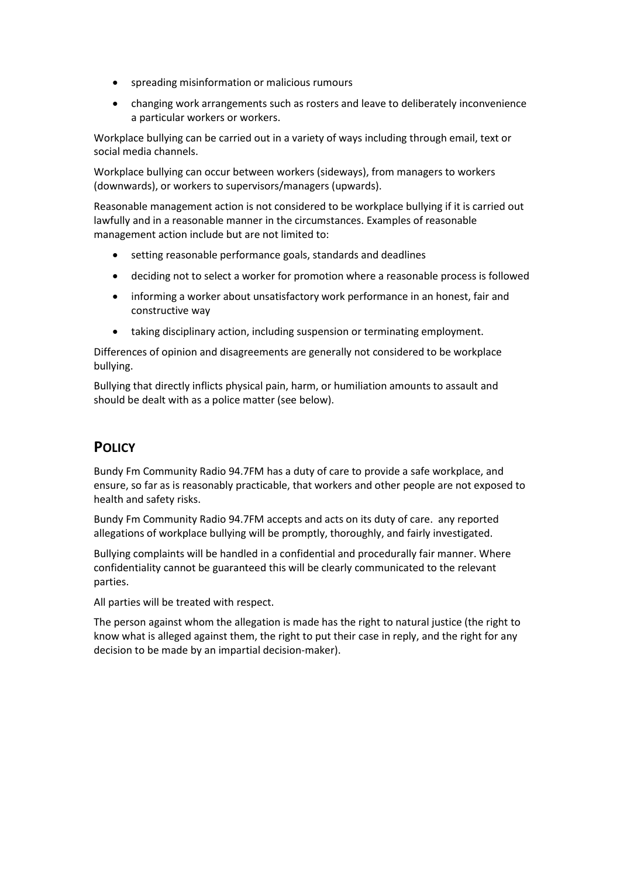- spreading misinformation or malicious rumours
- changing work arrangements such as rosters and leave to deliberately inconvenience a particular workers or workers.

Workplace bullying can be carried out in a variety of ways including through email, text or social media channels.

Workplace bullying can occur between workers (sideways), from managers to workers (downwards), or workers to supervisors/managers (upwards).

Reasonable management action is not considered to be workplace bullying if it is carried out lawfully and in a reasonable manner in the circumstances. Examples of reasonable management action include but are not limited to:

- setting reasonable performance goals, standards and deadlines
- deciding not to select a worker for promotion where a reasonable process is followed
- informing a worker about unsatisfactory work performance in an honest, fair and constructive way
- taking disciplinary action, including suspension or terminating employment.

Differences of opinion and disagreements are generally not considered to be workplace bullying.

Bullying that directly inflicts physical pain, harm, or humiliation amounts to assault and should be dealt with as a police matter (see below).

## POLICY

Bundy Fm Community Radio 94.7FM has a duty of care to provide a safe workplace, and ensure, so far as is reasonably practicable, that workers and other people are not exposed to health and safety risks.

Bundy Fm Community Radio 94.7FM accepts and acts on its duty of care. any reported allegations of workplace bullying will be promptly, thoroughly, and fairly investigated.

Bullying complaints will be handled in a confidential and procedurally fair manner. Where confidentiality cannot be guaranteed this will be clearly communicated to the relevant parties.

All parties will be treated with respect.

The person against whom the allegation is made has the right to natural justice (the right to know what is alleged against them, the right to put their case in reply, and the right for any decision to be made by an impartial decision-maker).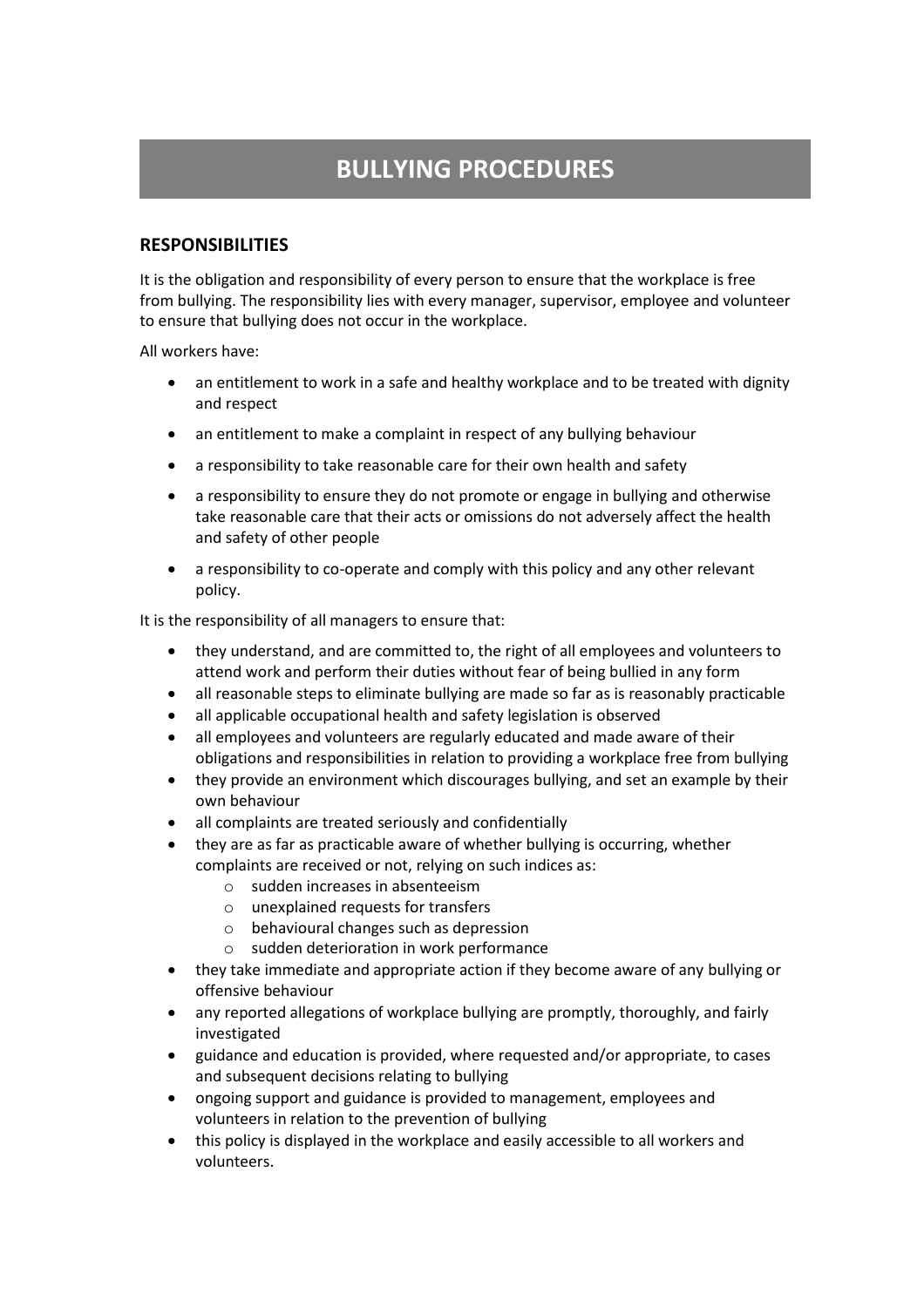# BULLYING PROCEDURES

## RESPONSIBILITIES

It is the obligation and responsibility of every person to ensure that the workplace is free from bullying. The responsibility lies with every manager, supervisor, employee and volunteer to ensure that bullying does not occur in the workplace.

All workers have:

- an entitlement to work in a safe and healthy workplace and to be treated with dignity and respect
- an entitlement to make a complaint in respect of any bullying behaviour
- a responsibility to take reasonable care for their own health and safety
- a responsibility to ensure they do not promote or engage in bullying and otherwise take reasonable care that their acts or omissions do not adversely affect the health and safety of other people
- a responsibility to co-operate and comply with this policy and any other relevant policy.

It is the responsibility of all managers to ensure that:

- they understand, and are committed to, the right of all employees and volunteers to attend work and perform their duties without fear of being bullied in any form
- all reasonable steps to eliminate bullying are made so far as is reasonably practicable
- all applicable occupational health and safety legislation is observed
- all employees and volunteers are regularly educated and made aware of their obligations and responsibilities in relation to providing a workplace free from bullying
- they provide an environment which discourages bullying, and set an example by their own behaviour
- all complaints are treated seriously and confidentially
- they are as far as practicable aware of whether bullying is occurring, whether complaints are received or not, relying on such indices as:
    - sudden increases in absenteeism
    - unexplained requests for transfers
    - behavioural changes such as depression
    - sudden deterioration in work performance
- they take immediate and appropriate action if they become aware of any bullying or offensive behaviour
- any reported allegations of workplace bullying are promptly, thoroughly, and fairly investigated
- guidance and education is provided, where requested and/or appropriate, to cases and subsequent decisions relating to bullying
- ongoing support and guidance is provided to management, employees and volunteers in relation to the prevention of bullying
- this policy is displayed in the workplace and easily accessible to all workers and volunteers.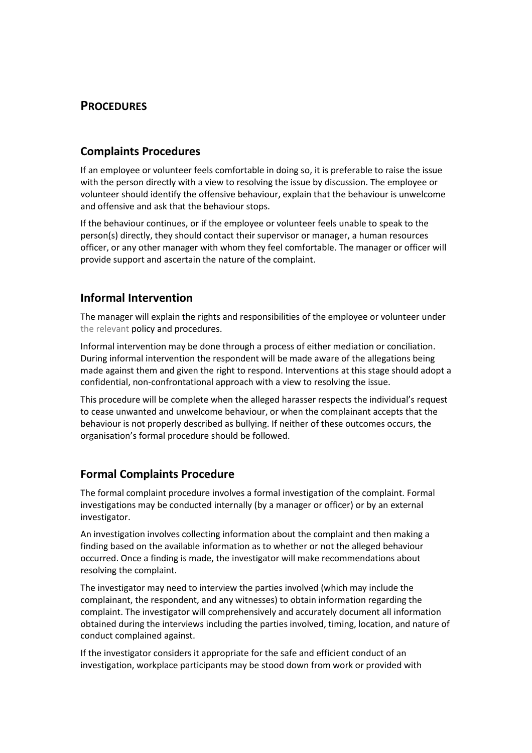# PROCEDURES

## Complaints Procedures

If an employee or volunteer feels comfortable in doing so, it is preferable to raise the issue with the person directly with a view to resolving the issue by discussion. The employee or volunteer should identify the offensive behaviour, explain that the behaviour is unwelcome and offensive and ask that the behaviour stops.

If the behaviour continues, or if the employee or volunteer feels unable to speak to the person(s) directly, they should contact their supervisor or manager, a human resources officer, or any other manager with whom they feel comfortable. The manager or officer will provide support and ascertain the nature of the complaint.

## Informal Intervention

The manager will explain the rights and responsibilities of the employee or volunteer under the relevant policy and procedures.

Informal intervention may be done through a process of either mediation or conciliation. During informal intervention the respondent will be made aware of the allegations being made against them and given the right to respond. Interventions at this stage should adopt a confidential, non-confrontational approach with a view to resolving the issue.

This procedure will be complete when the alleged harasser respects the individual's request to cease unwanted and unwelcome behaviour, or when the complainant accepts that the behaviour is not properly described as bullying. If neither of these outcomes occurs, the organisation's formal procedure should be followed.

## Formal Complaints Procedure

The formal complaint procedure involves a formal investigation of the complaint. Formal investigations may be conducted internally (by a manager or officer) or by an external investigator.

An investigation involves collecting information about the complaint and then making a finding based on the available information as to whether or not the alleged behaviour occurred. Once a finding is made, the investigator will make recommendations about resolving the complaint.

The investigator may need to interview the parties involved (which may include the complainant, the respondent, and any witnesses) to obtain information regarding the complaint. The investigator will comprehensively and accurately document all information obtained during the interviews including the parties involved, timing, location, and nature of conduct complained against.

If the investigator considers it appropriate for the safe and efficient conduct of an investigation, workplace participants may be stood down from work or provided with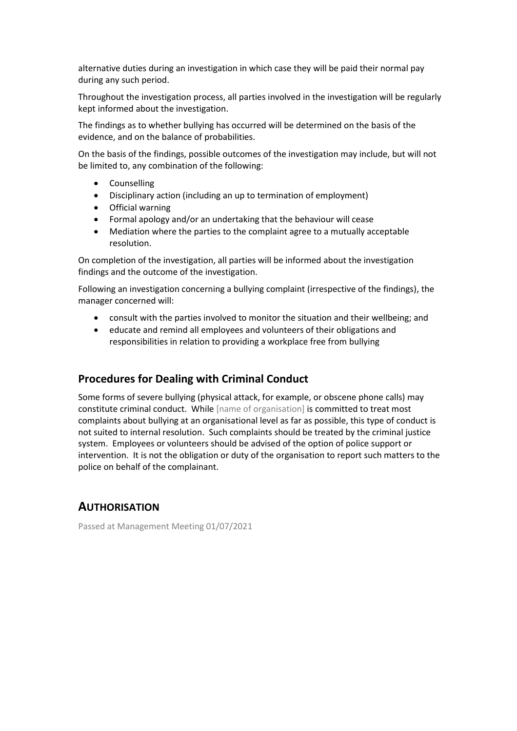alternative duties during an investigation in which case they will be paid their normal pay during any such period.

Throughout the investigation process, all parties involved in the investigation will be regularly kept informed about the investigation.

The findings as to whether bullying has occurred will be determined on the basis of the evidence, and on the balance of probabilities.

On the basis of the findings, possible outcomes of the investigation may include, but will not be limited to, any combination of the following:

- Counselling
- Disciplinary action (including an up to termination of employment)
- Official warning
- Formal apology and/or an undertaking that the behaviour will cease
- Mediation where the parties to the complaint agree to a mutually acceptable resolution.

On completion of the investigation, all parties will be informed about the investigation findings and the outcome of the investigation.

Following an investigation concerning a bullying complaint (irrespective of the findings), the manager concerned will:

- consult with the parties involved to monitor the situation and their wellbeing; and
- educate and remind all employees and volunteers of their obligations and responsibilities in relation to providing a workplace free from bullying

## Procedures for Dealing with Criminal Conduct

Some forms of severe bullying (physical attack, for example, or obscene phone calls) may constitute criminal conduct. While [name of organisation] is committed to treat most complaints about bullying at an organisational level as far as possible, this type of conduct is not suited to internal resolution. Such complaints should be treated by the criminal justice system. Employees or volunteers should be advised of the option of police support or intervention. It is not the obligation or duty of the organisation to report such matters to the police on behalf of the complainant.

# AUTHORISATION

Passed at Management Meeting 01/07/2021